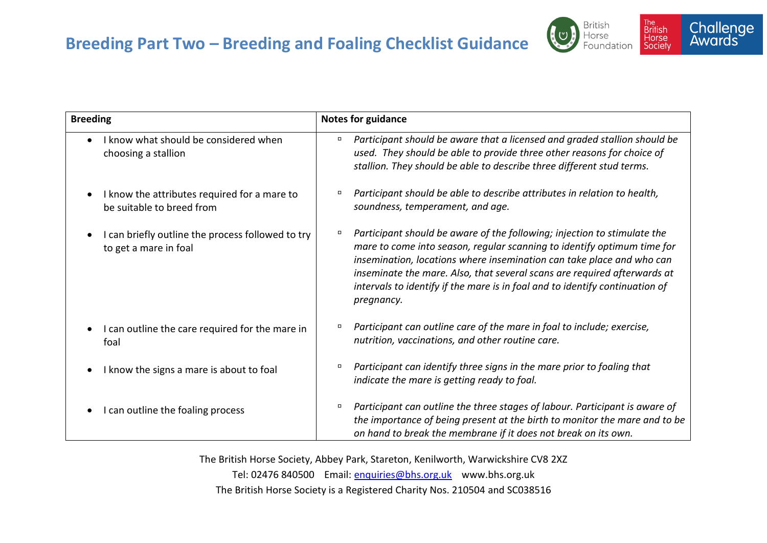# Breeding Part Two – Breeding and Foaling Checklist Guidance

| Breeding | Notes for guidance |
| --- | --- |
| • I know what should be considered when choosing a stallion | ▫ *Participant should be aware that a licensed and graded stallion should be used. They should be able to provide three other reasons for choice of stallion. They should be able to describe three different stud terms.* |
| • I know the attributes required for a mare to be suitable to breed from | ▫ *Participant should be able to describe attributes in relation to health, soundness, temperament, and age.* |
| • I can briefly outline the process followed to try to get a mare in foal | ▫ *Participant should be aware of the following; injection to stimulate the mare to come into season, regular scanning to identify optimum time for insemination, locations where insemination can take place and who can inseminate the mare. Also, that several scans are required afterwards at intervals to identify if the mare is in foal and to identify continuation of pregnancy.* |
| • I can outline the care required for the mare in foal | ▫ *Participant can outline care of the mare in foal to include; exercise, nutrition, vaccinations, and other routine care.* |
| • I know the signs a mare is about to foal | ▫ *Participant can identify three signs in the mare prior to foaling that indicate the mare is getting ready to foal.* |
| • I can outline the foaling process | ▫ *Participant can outline the three stages of labour. Participant is aware of the importance of being present at the birth to monitor the mare and to be on hand to break the membrane if it does not break on its own.* |

The British Horse Society, Abbey Park, Stareton, Kenilworth, Warwickshire CV8 2XZ

Tel: 02476 840500 Email: enquiries@bhs.org.uk www.bhs.org.uk

The British Horse Society is a Registered Charity Nos. 210504 and SC038516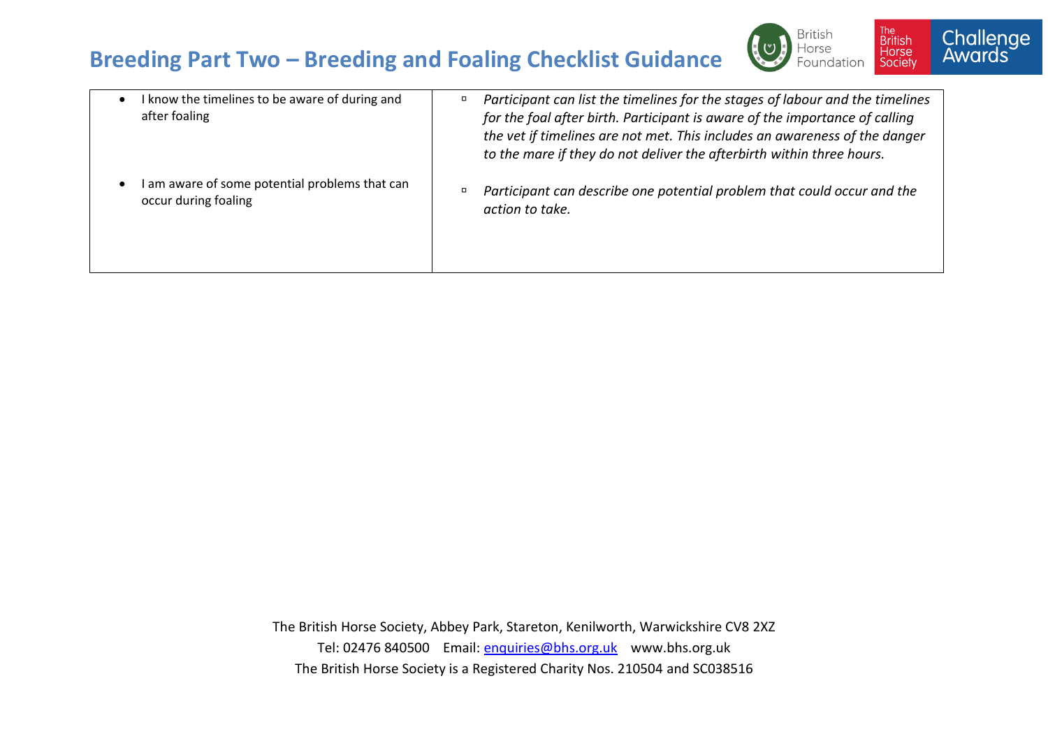# Breeding Part Two – Breeding and Foaling Checklist Guidance

| | |
|---|---|
| • I know the timelines to be aware of during and after foaling | ▫ *Participant can list the timelines for the stages of labour and the timelines for the foal after birth. Participant is aware of the importance of calling the vet if timelines are not met. This includes an awareness of the danger to the mare if they do not deliver the afterbirth within three hours.* |
| • I am aware of some potential problems that can occur during foaling | ▫ *Participant can describe one potential problem that could occur and the action to take.* |

The British Horse Society, Abbey Park, Stareton, Kenilworth, Warwickshire CV8 2XZ
Tel: 02476 840500 Email: enquiries@bhs.org.uk www.bhs.org.uk
The British Horse Society is a Registered Charity Nos. 210504 and SC038516